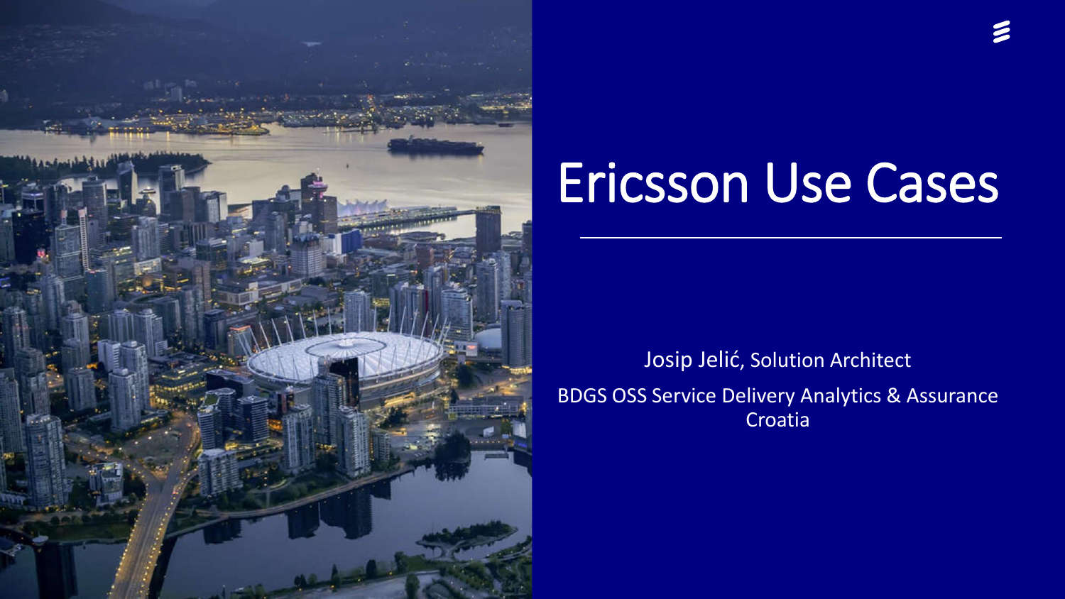# Ericsson Use Cases

Josip Jelić, Solution Architect

BDGS OSS Service Delivery Analytics & Assurance
Croatia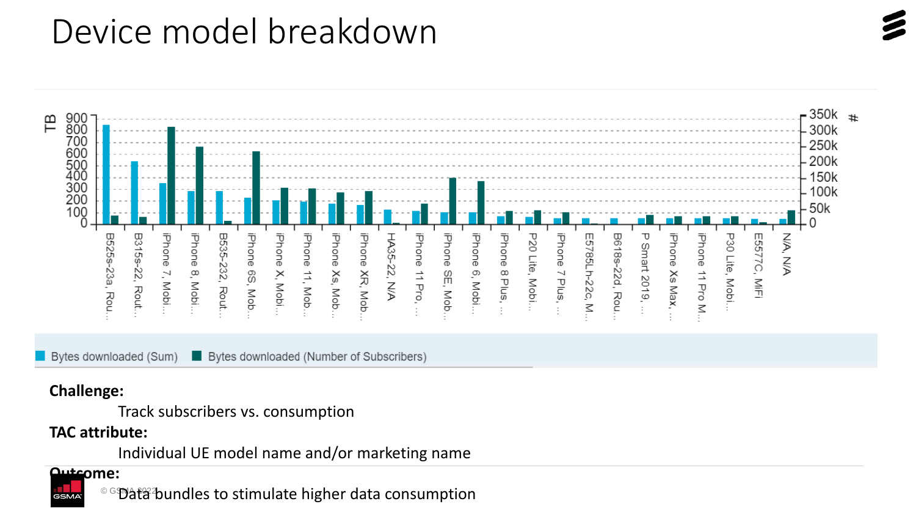# Device model breakdown

TB

| Device | Bytes downloaded (Sum) | Bytes downloaded (Number of Subscribers) |
|---|---|---|
| B525s-23a, Rou... | | |
| B315s-22, Rout... | | |
| iPhone 7, Mobi... | | |
| iPhone 8, Mobi... | | |
| B535-232, Rout... | | |
| iPhone 6S, Mob... | | |
| iPhone X, Mobi... | | |
| iPhone 11, Mob... | | |
| iPhone Xs, Mob... | | |
| iPhone XR, Mob... | | |
| HA35-22, N/A | | |
| iPhone 11 Pro, ... | | |
| iPhone SE, Mob... | | |
| iPhone 6, Mobi... | | |
| iPhone 8 Plus, ... | | |
| P20 Lite, Mobi... | | |
| iPhone 7 Plus, ... | | |
| E5785Lh-22c, M... | | |
| B618s-22d, Rou... | | |
| P Smart 2019, ... | | |
| iPhone Xs Max, ... | | |
| iPhone 11 Pro M... | | |
| P30 Lite, Mobi... | | |
| E5577C, MiFi | | |
| N/A, N/A | | |

Left axis (TB): 0, 100, 200, 300, 400, 500, 600, 700, 800, 900
Right axis (#): 0, 50k, 100k, 150k, 200k, 250k, 300k, 350k

Bytes downloaded (Sum) | Bytes downloaded (Number of Subscribers)

**Challenge:**

Track subscribers vs. consumption

**TAC attribute:**

Individual UE model name and/or marketing name

**Outcome:**

Data bundles to stimulate higher data consumption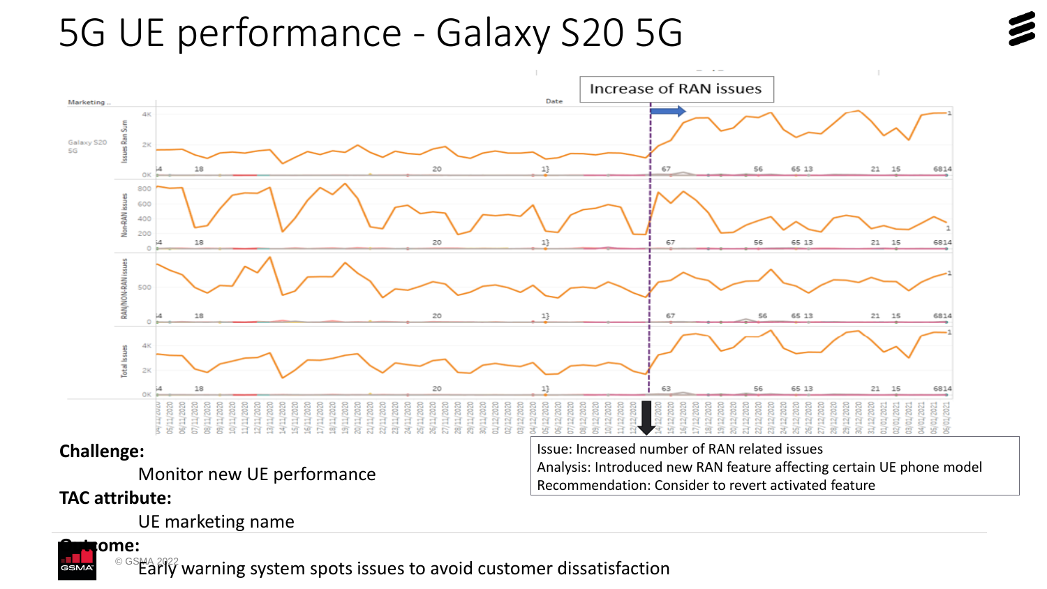# 5G UE performance - Galaxy S20 5G

Increase of RAN issues

Issue: Increased number of RAN related issues
Analysis: Introduced new RAN feature affecting certain UE phone model
Recommendation: Consider to revert activated feature

**Challenge:**

Monitor new UE performance

**TAC attribute:**

UE marketing name

**Outcome:**

Early warning system spots issues to avoid customer dissatisfaction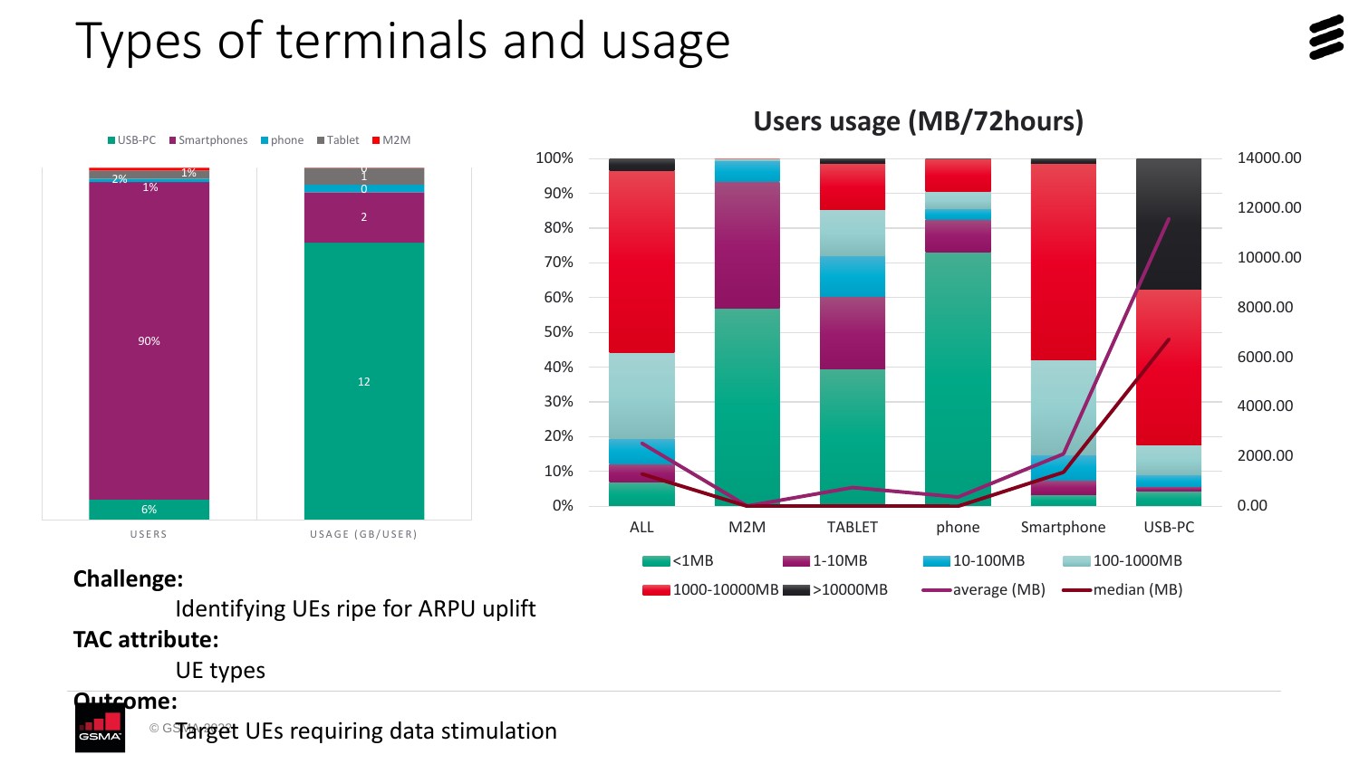# Types of terminals and usage

USB-PC | Smartphones | phone | Tablet | M2M

USERS: 6%, 90%, 1%, 2%, 1%

USAGE (GB/USER): 12, 2, 0, 1, 0

**Users usage (MB/72hours)**

ALL | M2M | TABLET | phone | Smartphone | USB-PC

<1MB | 1-10MB | 10-100MB | 100-1000MB | 1000-10000MB | >10000MB | average (MB) | median (MB)

**Challenge:**

Identifying UEs ripe for ARPU uplift

**TAC attribute:**

UE types

**Outcome:**

Target UEs requiring data stimulation

© GSMA 2021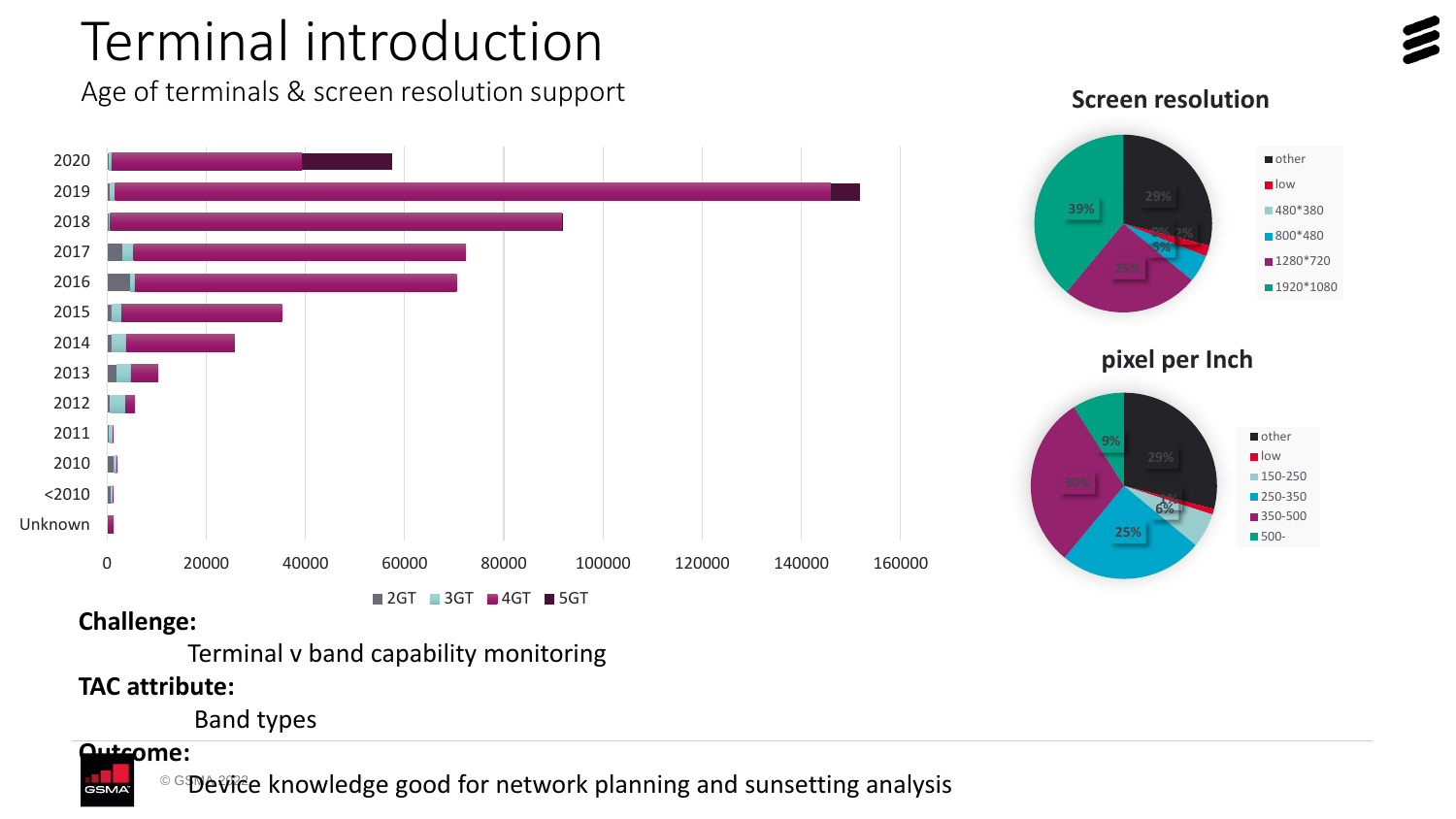# Terminal introduction

## Age of terminals & screen resolution support

2020
2019
2018
2017
2016
2015
2014
2013
2012
2011
2010
<2010
Unknown

0 20000 40000 60000 80000 100000 120000 140000 160000

2GT 3GT 4GT 5GT

**Screen resolution**

29%
39%
25%
5%
0%
2%

other
low
480*380
800*480
1280*720
1920*1080

**pixel per Inch**

9%
29%
30%
25%
6%
1%

other
low
150-250
250-350
350-500
500-

**Challenge:**

Terminal v band capability monitoring

**TAC attribute:**

Band types

**Outcome:**

Device knowledge good for network planning and sunsetting analysis